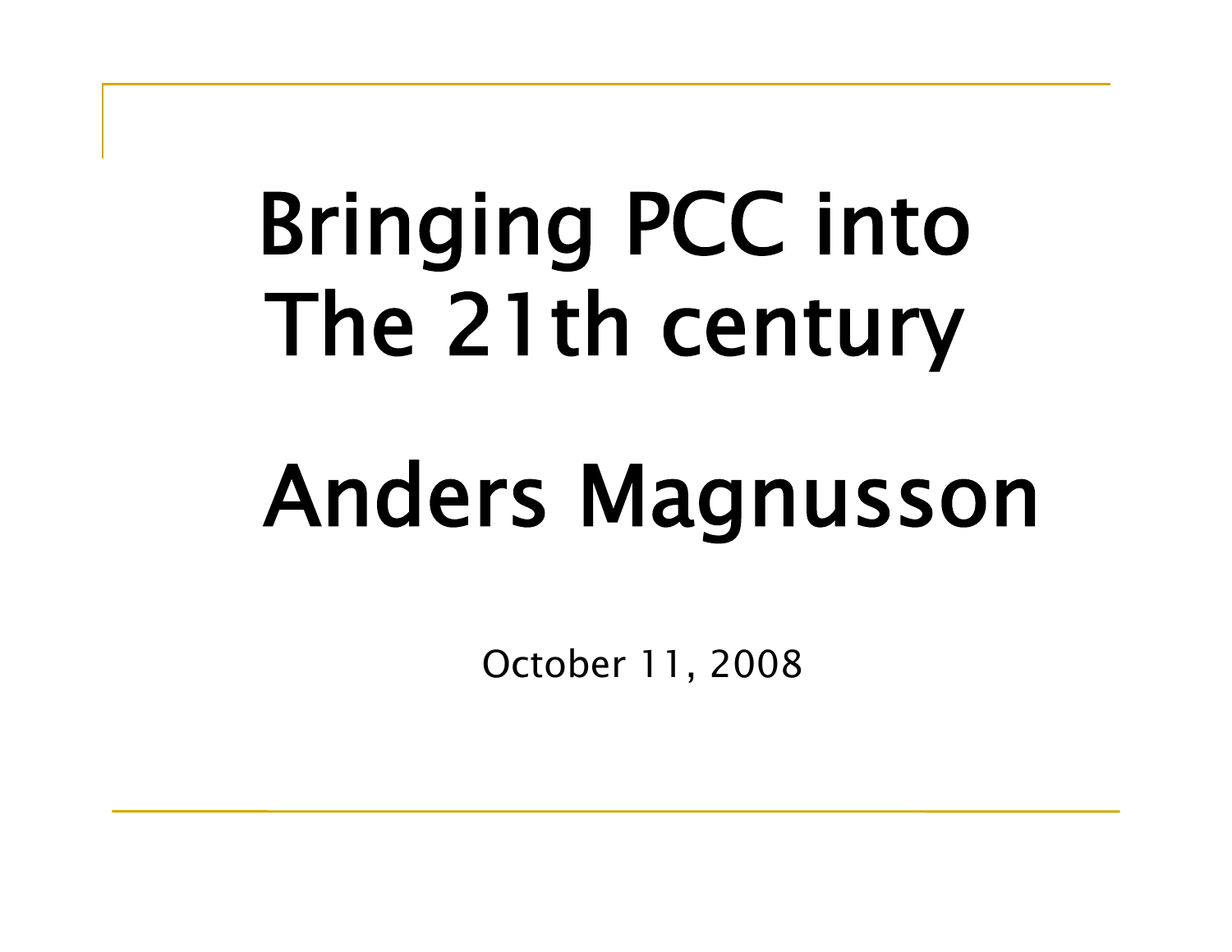# Bringing PCC into The 21th century

## Anders Magnusson

October 11, 2008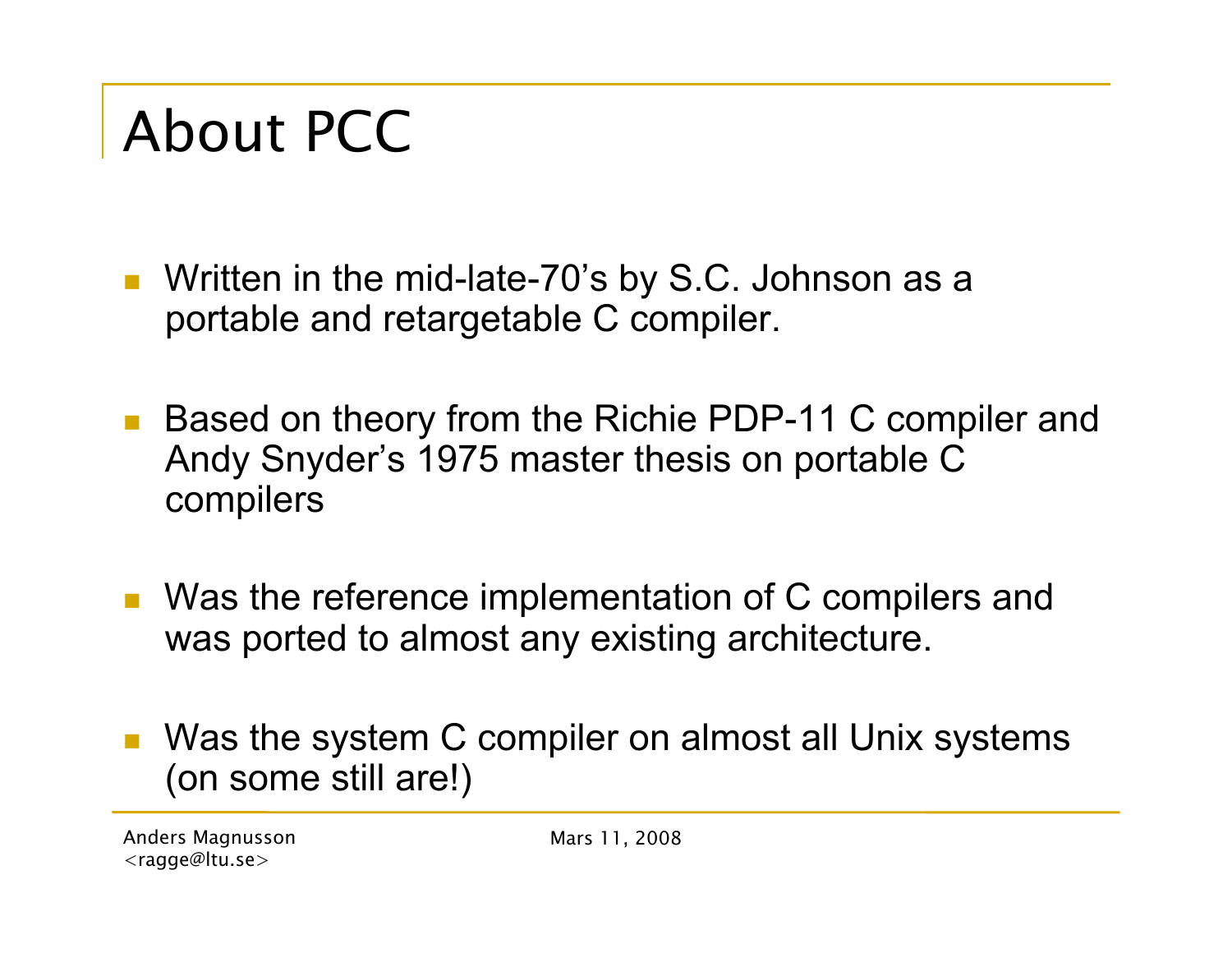# About PCC

- Written in the mid-late-70’s by S.C. Johnson as a portable and retargetable C compiler.
- Based on theory from the Richie PDP-11 C compiler and Andy Snyder’s 1975 master thesis on portable C compilers
- Was the reference implementation of C compilers and was ported to almost any existing architecture.
- Was the system C compiler on almost all Unix systems (on some still are!)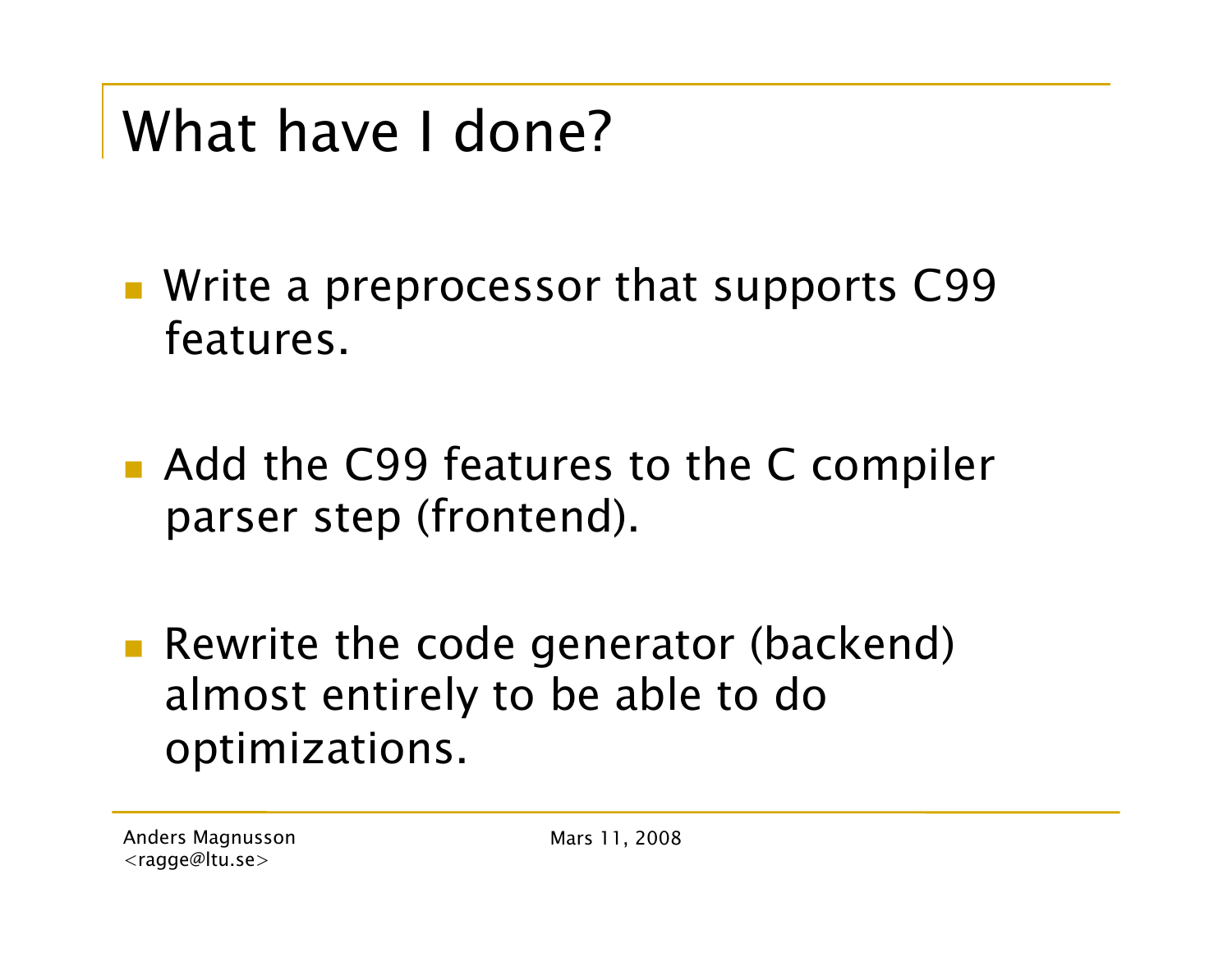# What have I done?

- Write a preprocessor that supports C99 features.
- Add the C99 features to the C compiler parser step (frontend).
- Rewrite the code generator (backend) almost entirely to be able to do optimizations.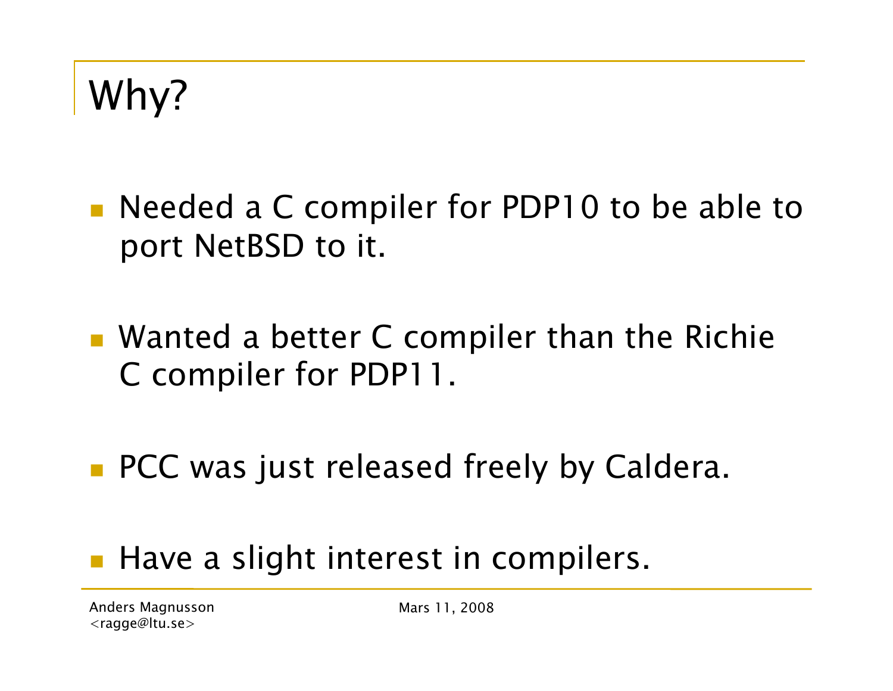# Why?

- Needed a C compiler for PDP10 to be able to port NetBSD to it.
- Wanted a better C compiler than the Richie C compiler for PDP11.
- PCC was just released freely by Caldera.
- Have a slight interest in compilers.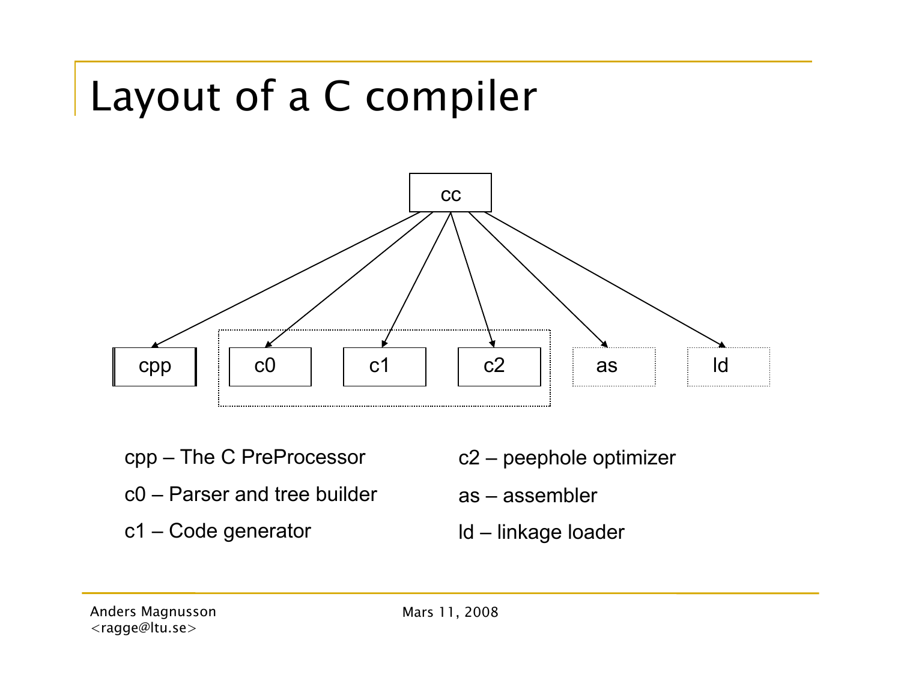# Layout of a C compiler

cc → cpp, c0, c1, c2, as, ld

- cpp – The C PreProcessor
- c0 – Parser and tree builder
- c1 – Code generator
- c2 – peephole optimizer
- as – assembler
- ld – linkage loader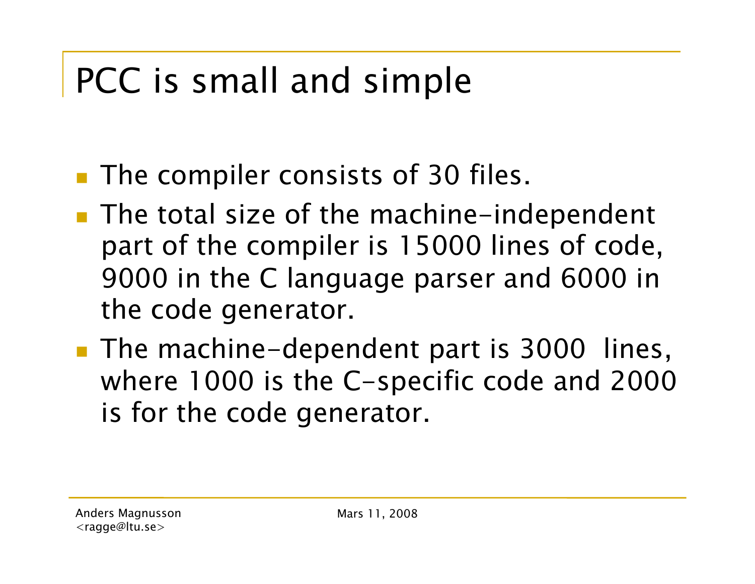# PCC is small and simple

- The compiler consists of 30 files.
- The total size of the machine-independent part of the compiler is 15000 lines of code, 9000 in the C language parser and 6000 in the code generator.
- The machine-dependent part is 3000 lines, where 1000 is the C-specific code and 2000 is for the code generator.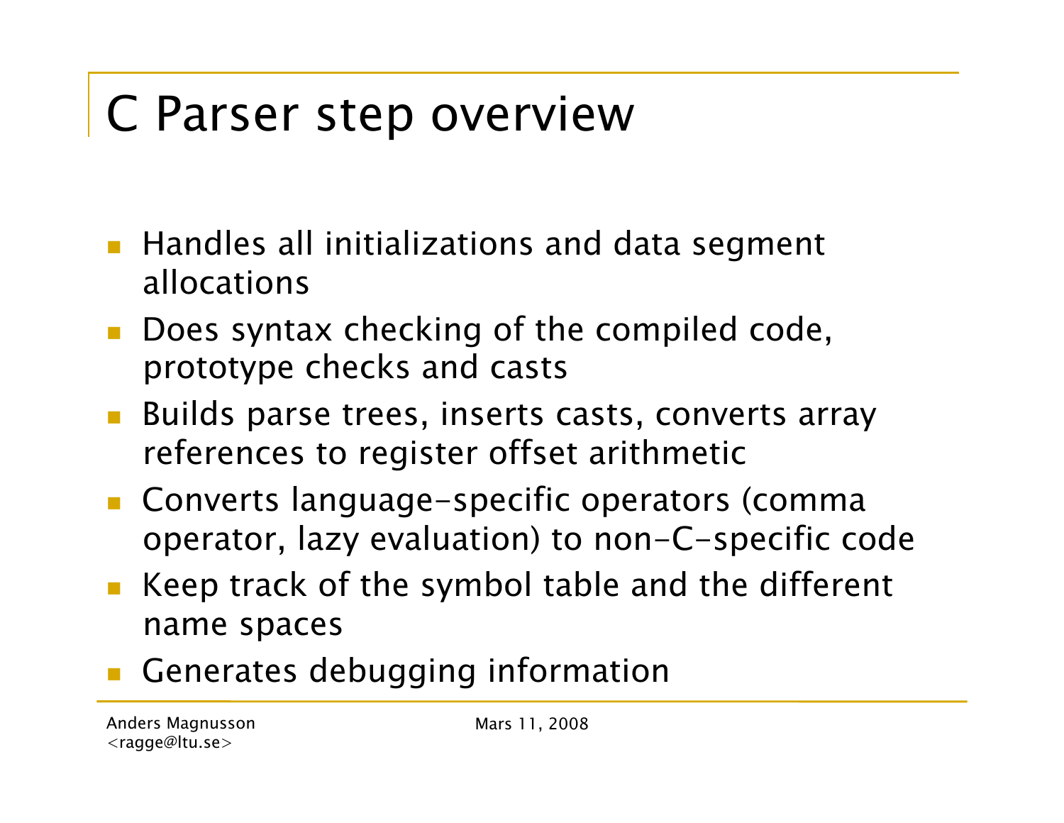# C Parser step overview

- Handles all initializations and data segment allocations
- Does syntax checking of the compiled code, prototype checks and casts
- Builds parse trees, inserts casts, converts array references to register offset arithmetic
- Converts language-specific operators (comma operator, lazy evaluation) to non-C-specific code
- Keep track of the symbol table and the different name spaces
- Generates debugging information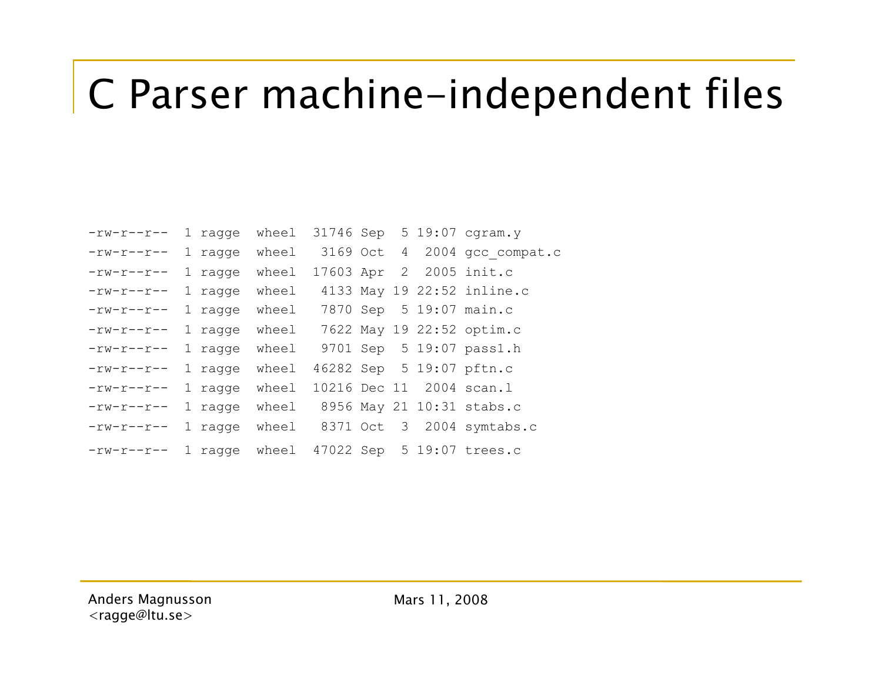# C Parser machine-independent files

```
-rw-r--r--  1 ragge  wheel  31746 Sep  5 19:07 cgram.y
-rw-r--r--  1 ragge  wheel   3169 Oct  4  2004 gcc_compat.c
-rw-r--r--  1 ragge  wheel  17603 Apr  2  2005 init.c
-rw-r--r--  1 ragge  wheel   4133 May 19 22:52 inline.c
-rw-r--r--  1 ragge  wheel   7870 Sep  5 19:07 main.c
-rw-r--r--  1 ragge  wheel   7622 May 19 22:52 optim.c
-rw-r--r--  1 ragge  wheel   9701 Sep  5 19:07 pass1.h
-rw-r--r--  1 ragge  wheel  46282 Sep  5 19:07 pftn.c
-rw-r--r--  1 ragge  wheel  10216 Dec 11  2004 scan.l
-rw-r--r--  1 ragge  wheel   8956 May 21 10:31 stabs.c
-rw-r--r--  1 ragge  wheel   8371 Oct  3  2004 symtabs.c
-rw-r--r--  1 ragge  wheel  47022 Sep  5 19:07 trees.c
```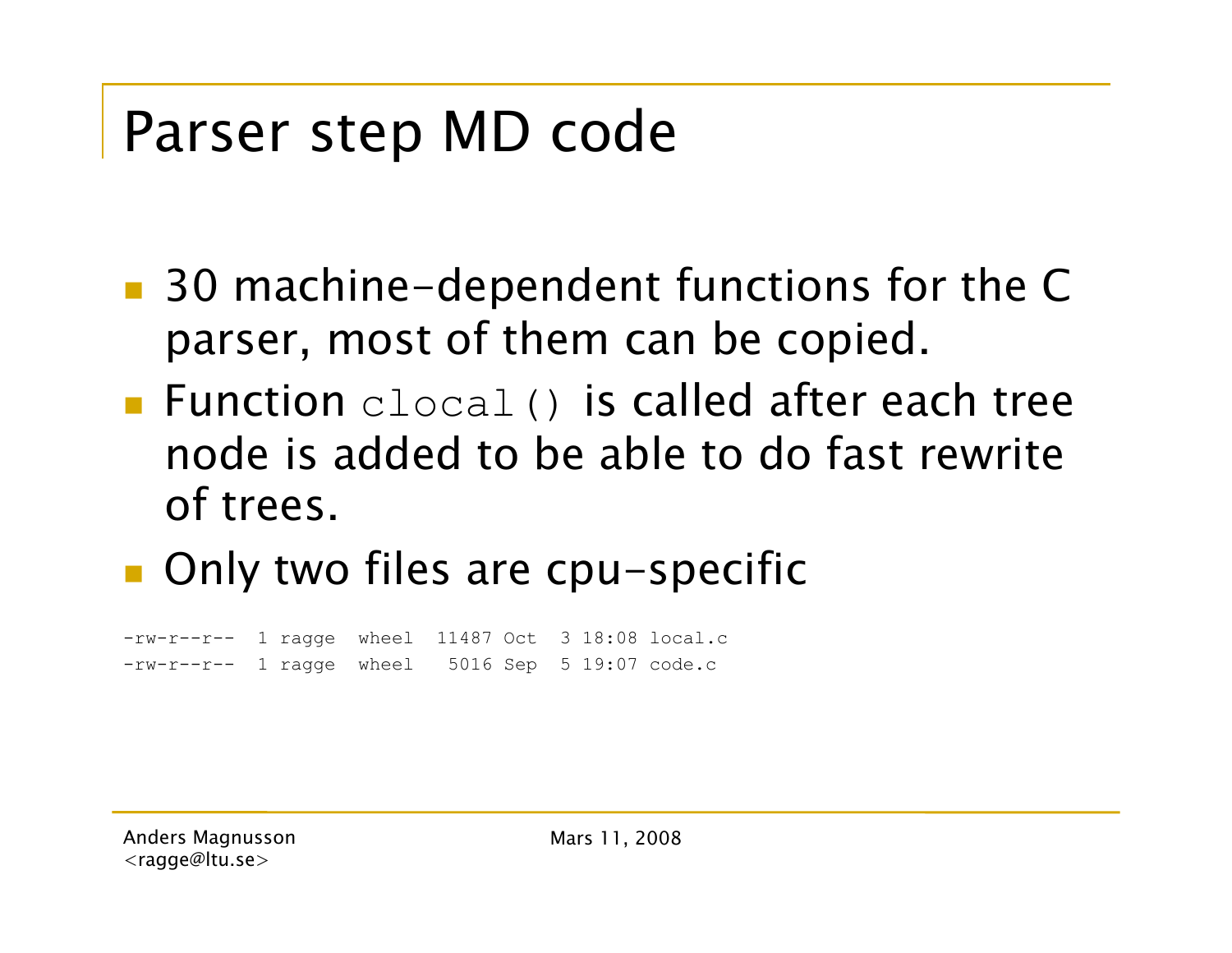# Parser step MD code

- 30 machine-dependent functions for the C parser, most of them can be copied.
- Function `clocal()` is called after each tree node is added to be able to do fast rewrite of trees.
- Only two files are cpu-specific

```
-rw-r--r--  1 ragge  wheel  11487 Oct  3 18:08 local.c
-rw-r--r--  1 ragge  wheel   5016 Sep  5 19:07 code.c
```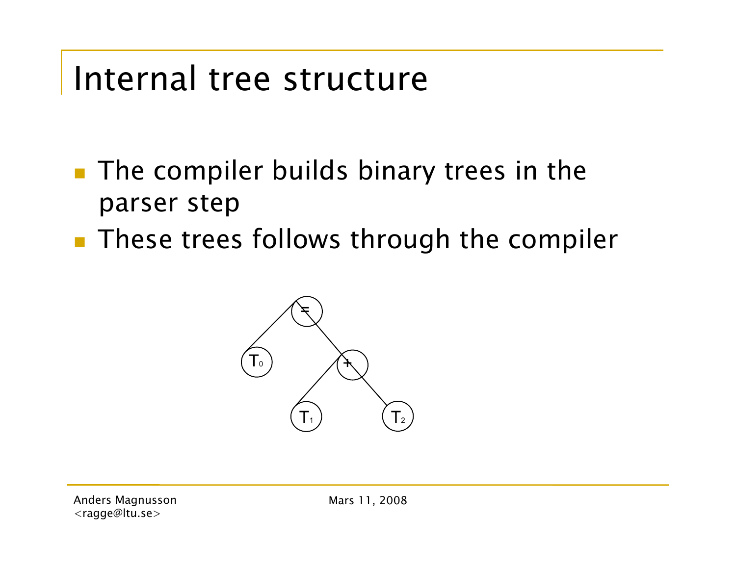# Internal tree structure

- The compiler builds binary trees in the parser step
- These trees follows through the compiler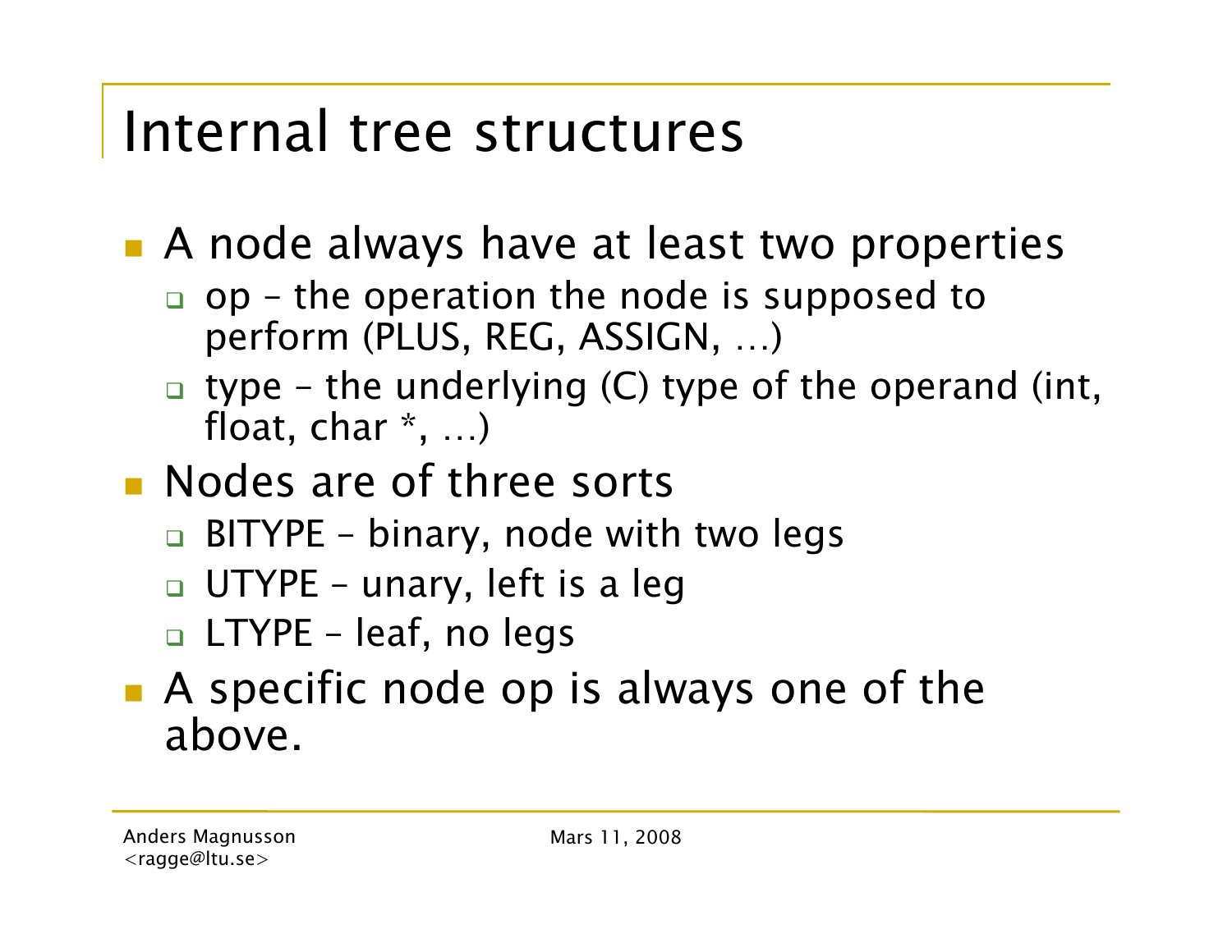# Internal tree structures

- A node always have at least two properties
  - op – the operation the node is supposed to perform (PLUS, REG, ASSIGN, …)
  - type – the underlying (C) type of the operand (int, float, char *, …)
- Nodes are of three sorts
  - BITYPE – binary, node with two legs
  - UTYPE – unary, left is a leg
  - LTYPE – leaf, no legs
- A specific node op is always one of the above.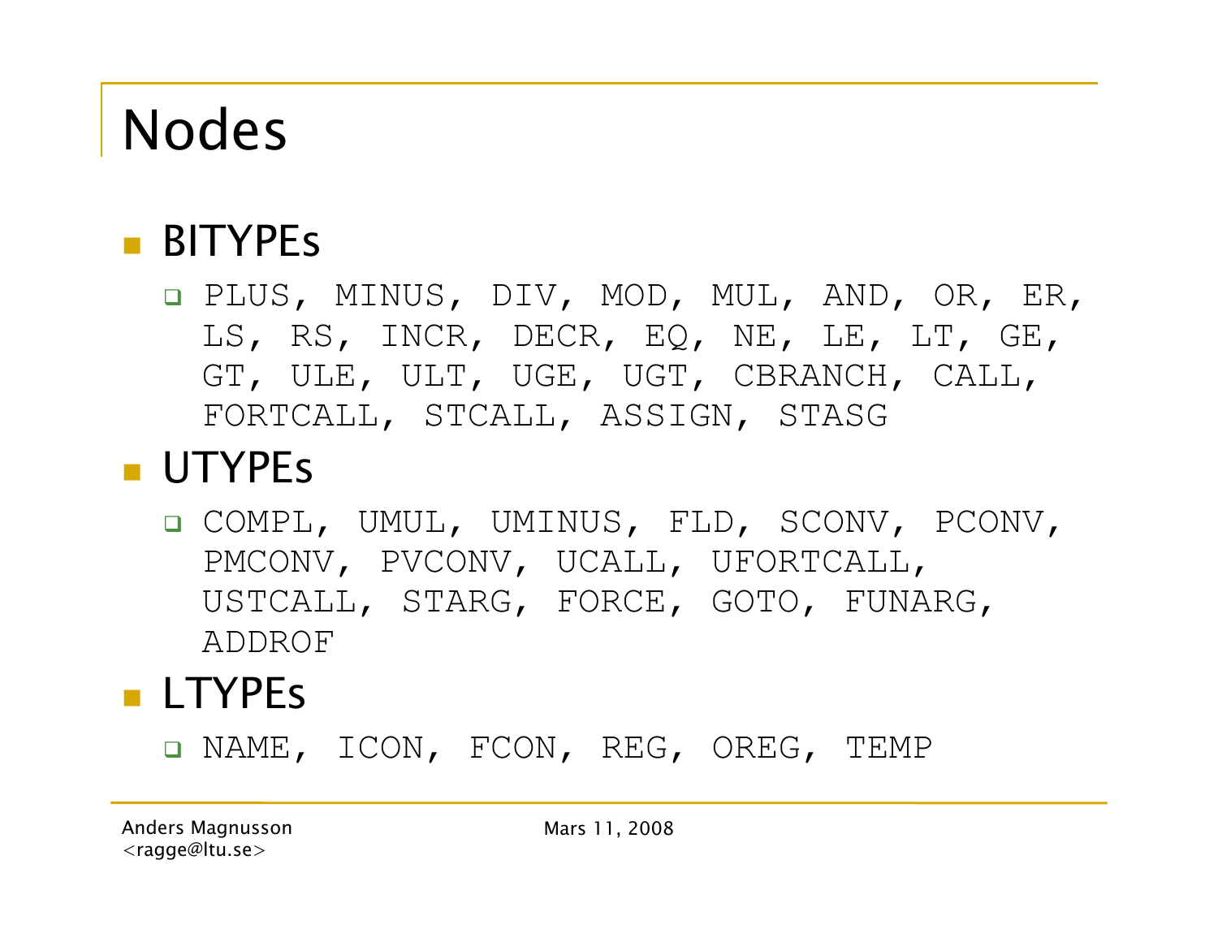# Nodes

- BITYPEs
  - PLUS, MINUS, DIV, MOD, MUL, AND, OR, ER, LS, RS, INCR, DECR, EQ, NE, LE, LT, GE, GT, ULE, ULT, UGE, UGT, CBRANCH, CALL, FORTCALL, STCALL, ASSIGN, STASG
- UTYPEs
  - COMPL, UMUL, UMINUS, FLD, SCONV, PCONV, PMCONV, PVCONV, UCALL, UFORTCALL, USTCALL, STARG, FORCE, GOTO, FUNARG, ADDROF
- LTYPEs
  - NAME, ICON, FCON, REG, OREG, TEMP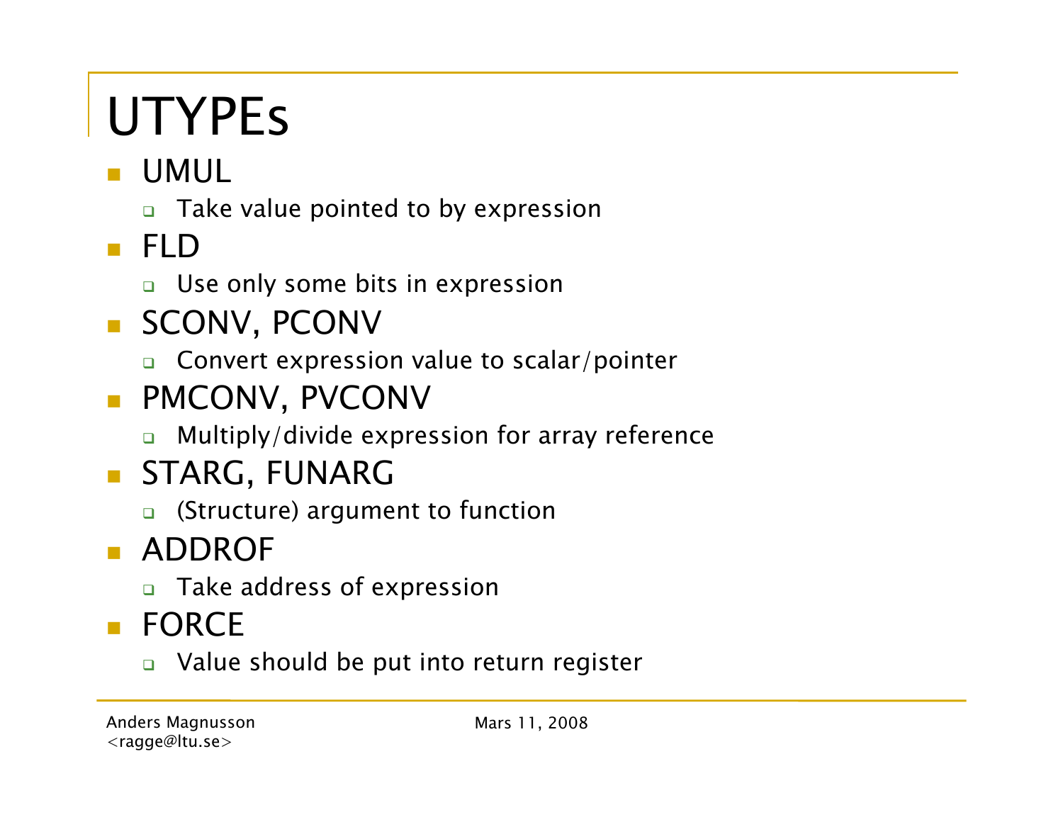# UTYPEs

- UMUL
  - Take value pointed to by expression
- FLD
  - Use only some bits in expression
- SCONV, PCONV
  - Convert expression value to scalar/pointer
- PMCONV, PVCONV
  - Multiply/divide expression for array reference
- STARG, FUNARG
  - (Structure) argument to function
- ADDROF
  - Take address of expression
- FORCE
  - Value should be put into return register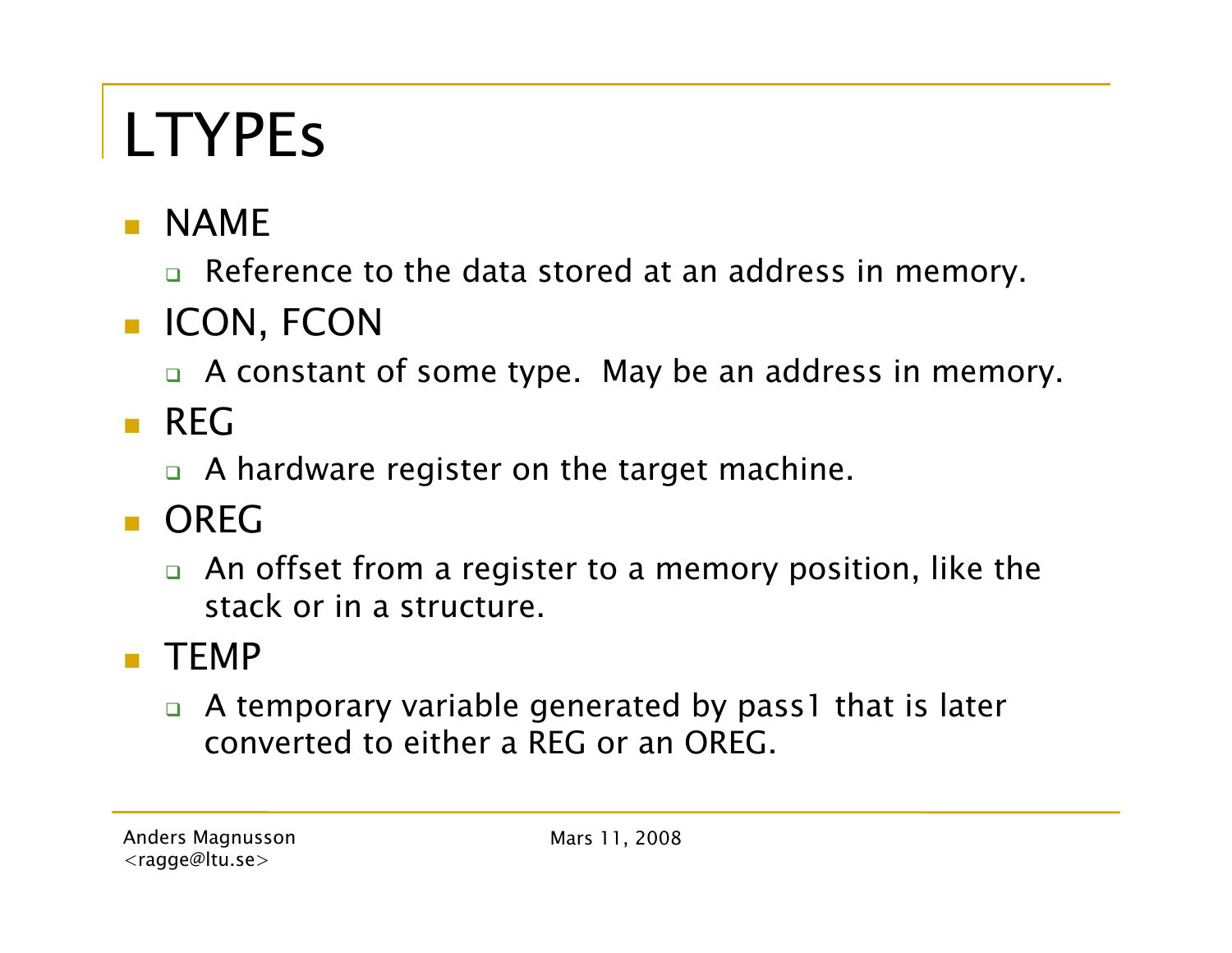# LTYPEs

- NAME
  - Reference to the data stored at an address in memory.
- ICON, FCON
  - A constant of some type.  May be an address in memory.
- REG
  - A hardware register on the target machine.
- OREG
  - An offset from a register to a memory position, like the stack or in a structure.
- TEMP
  - A temporary variable generated by pass1 that is later converted to either a REG or an OREG.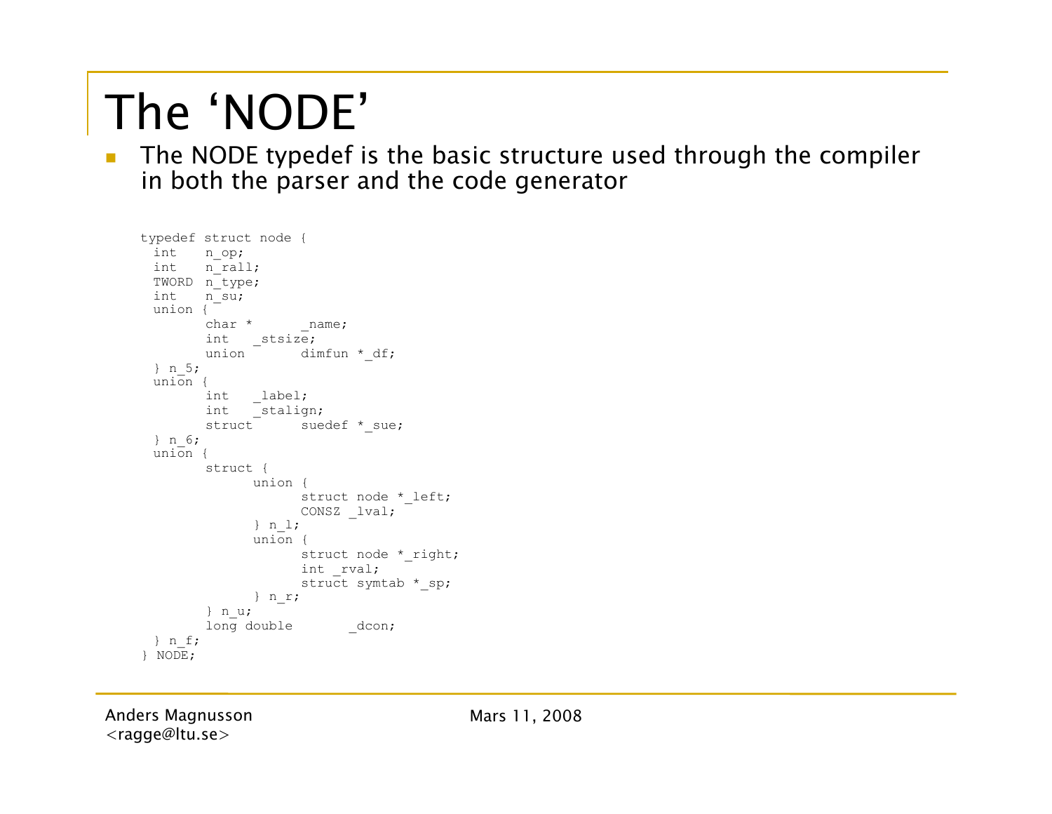# The 'NODE'

- The NODE typedef is the basic structure used through the compiler in both the parser and the code generator

```
typedef struct node {
  int    n_op;
  int    n_rall;
  TWORD  n_type;
  int    n_su;
  union {
        char *      _name;
        int   _stsize;
        union       dimfun *_df;
  } n_5;
  union {
        int   _label;
        int   _stalign;
        struct      suedef *_sue;
  } n_6;
  union {
        struct {
              union {
                    struct node *_left;
                    CONSZ _lval;
              } n_l;
              union {
                    struct node *_right;
                    int _rval;
                    struct symtab *_sp;
              } n_r;
        } n_u;
        long double       _dcon;
  } n_f;
} NODE;
```

Anders Magnusson
<ragge@ltu.se>

Mars 11, 2008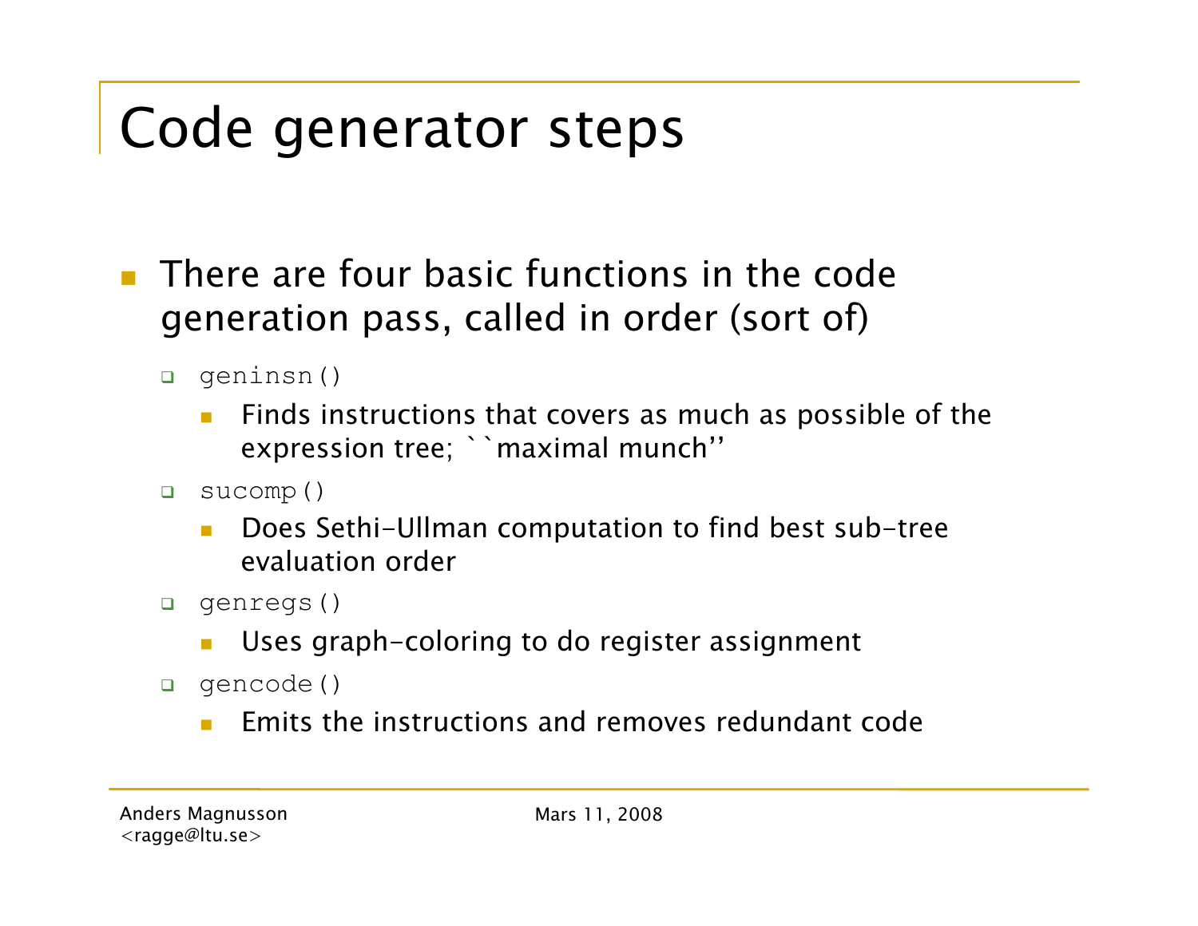# Code generator steps

- There are four basic functions in the code generation pass, called in order (sort of)
  - `geninsn()`
    - Finds instructions that covers as much as possible of the expression tree; ``maximal munch''
  - `sucomp()`
    - Does Sethi-Ullman computation to find best sub-tree evaluation order
  - `genregs()`
    - Uses graph-coloring to do register assignment
  - `gencode()`
    - Emits the instructions and removes redundant code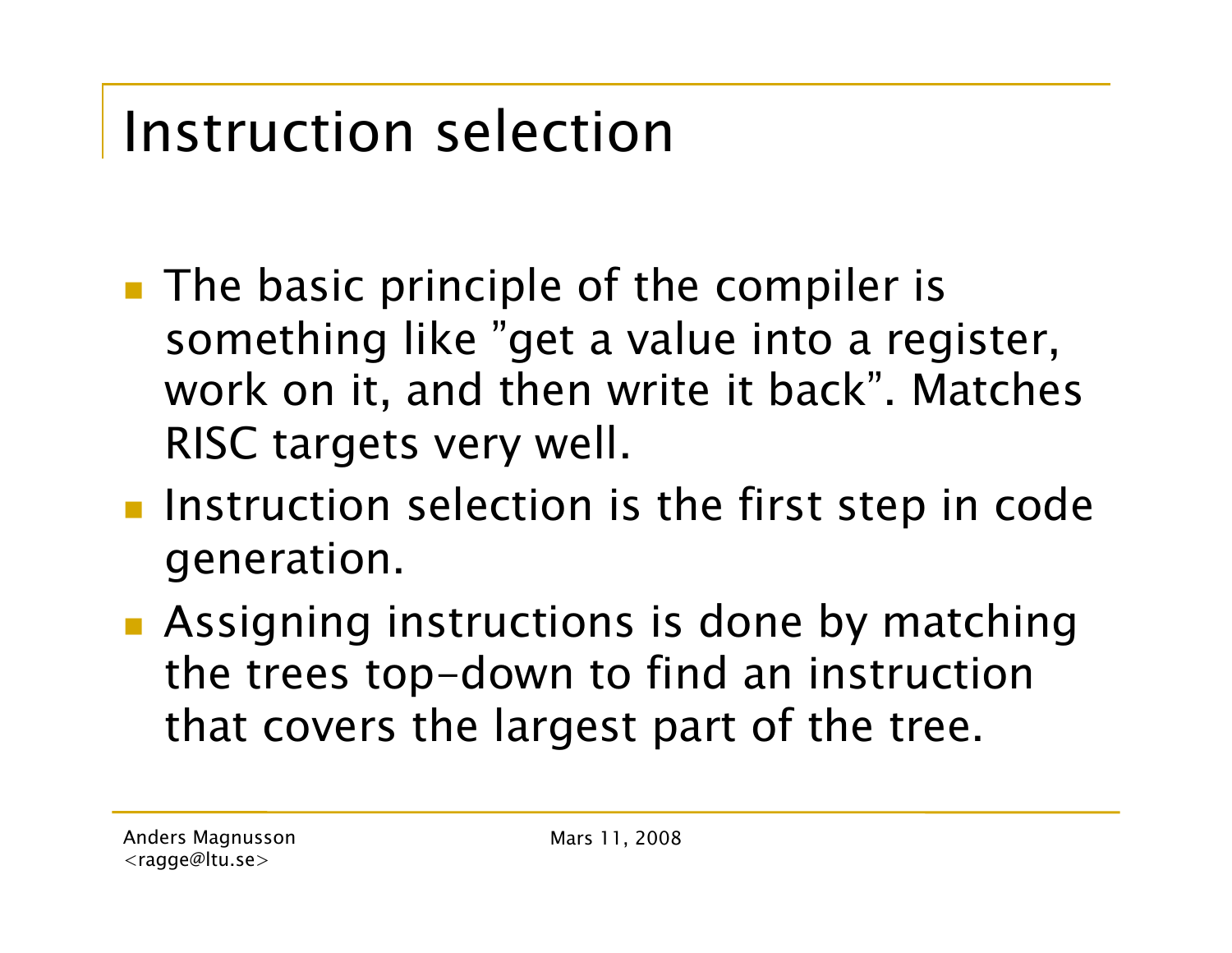# Instruction selection

- The basic principle of the compiler is something like ”get a value into a register, work on it, and then write it back”. Matches RISC targets very well.
- Instruction selection is the first step in code generation.
- Assigning instructions is done by matching the trees top-down to find an instruction that covers the largest part of the tree.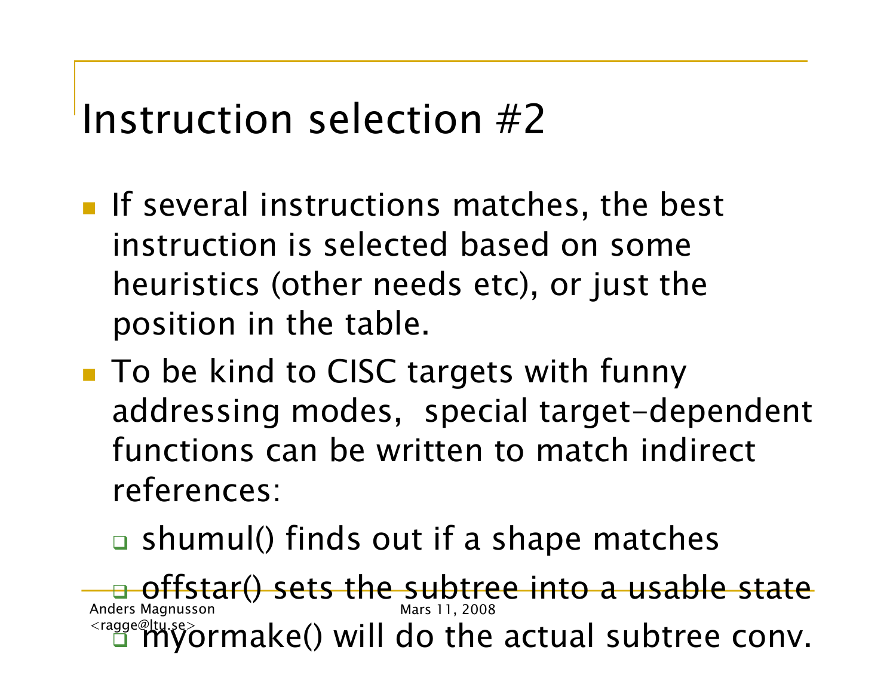# Instruction selection #2

- If several instructions matches, the best instruction is selected based on some heuristics (other needs etc), or just the position in the table.
- To be kind to CISC targets with funny addressing modes, special target-dependent functions can be written to match indirect references:
  - shumul() finds out if a shape matches
  - offstar() sets the subtree into a usable state
  - myormake() will do the actual subtree conv.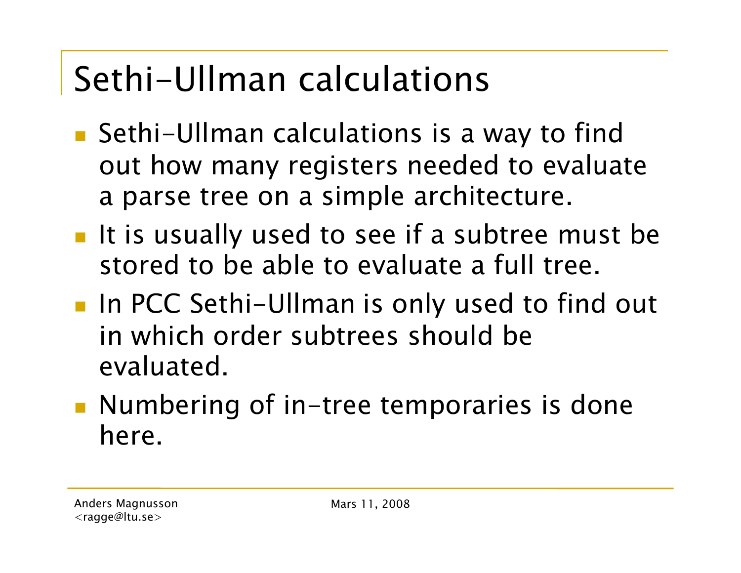# Sethi-Ullman calculations

- Sethi-Ullman calculations is a way to find out how many registers needed to evaluate a parse tree on a simple architecture.
- It is usually used to see if a subtree must be stored to be able to evaluate a full tree.
- In PCC Sethi-Ullman is only used to find out in which order subtrees should be evaluated.
- Numbering of in-tree temporaries is done here.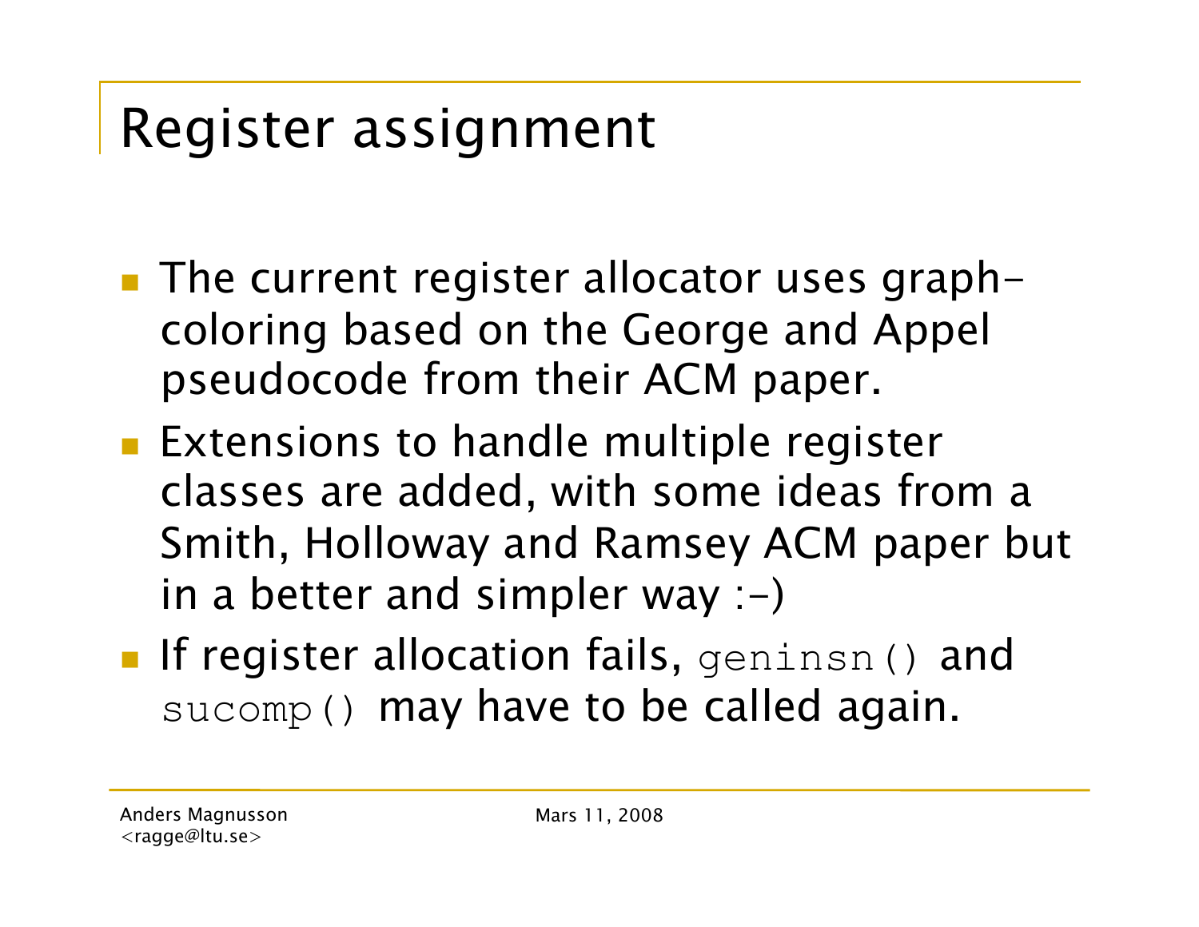# Register assignment

- The current register allocator uses graph-coloring based on the George and Appel pseudocode from their ACM paper.
- Extensions to handle multiple register classes are added, with some ideas from a Smith, Holloway and Ramsey ACM paper but in a better and simpler way :-)
- If register allocation fails, `geninsn()` and `sucomp()` may have to be called again.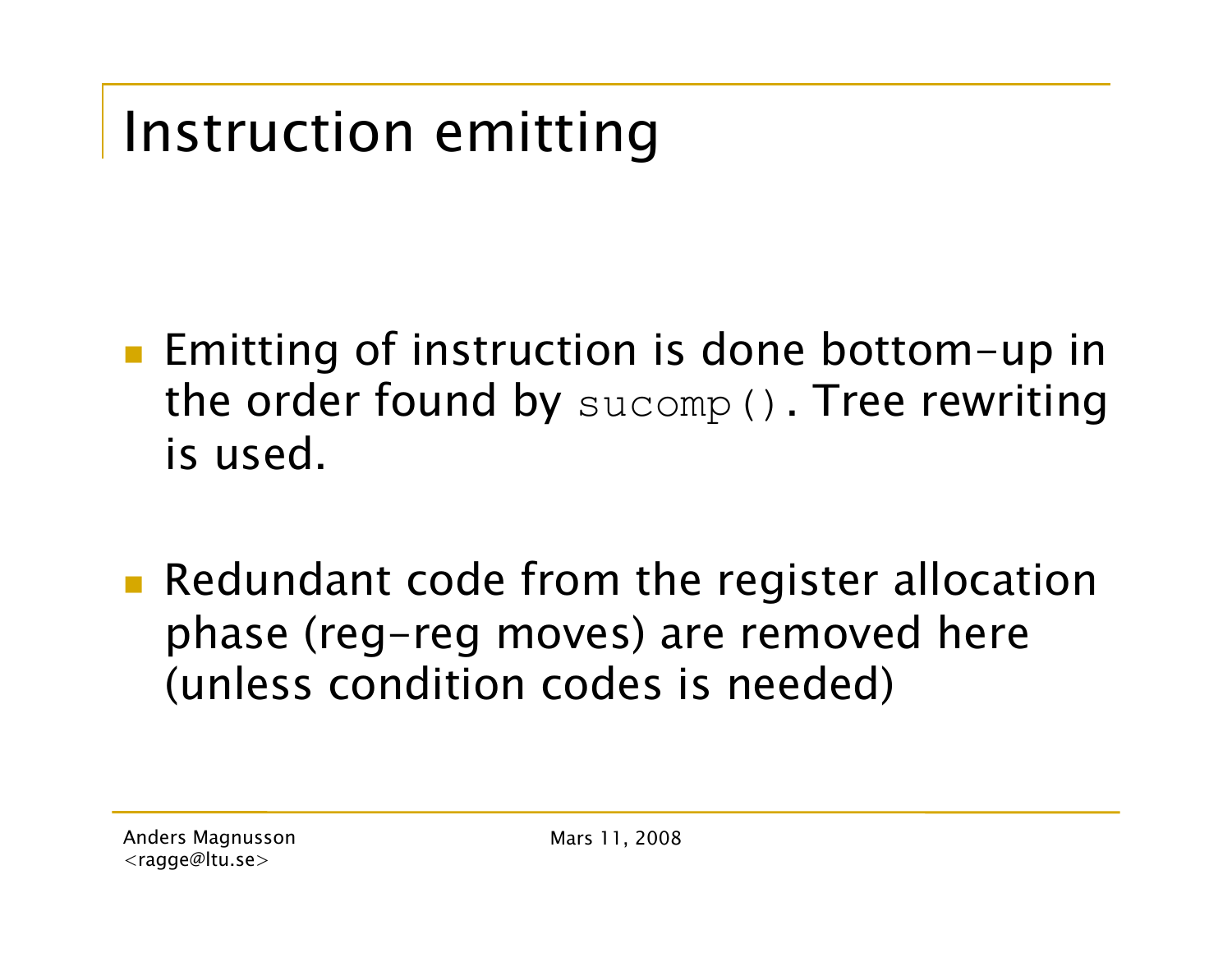# Instruction emitting

- Emitting of instruction is done bottom-up in the order found by `sucomp()`. Tree rewriting is used.

- Redundant code from the register allocation phase (reg-reg moves) are removed here (unless condition codes is needed)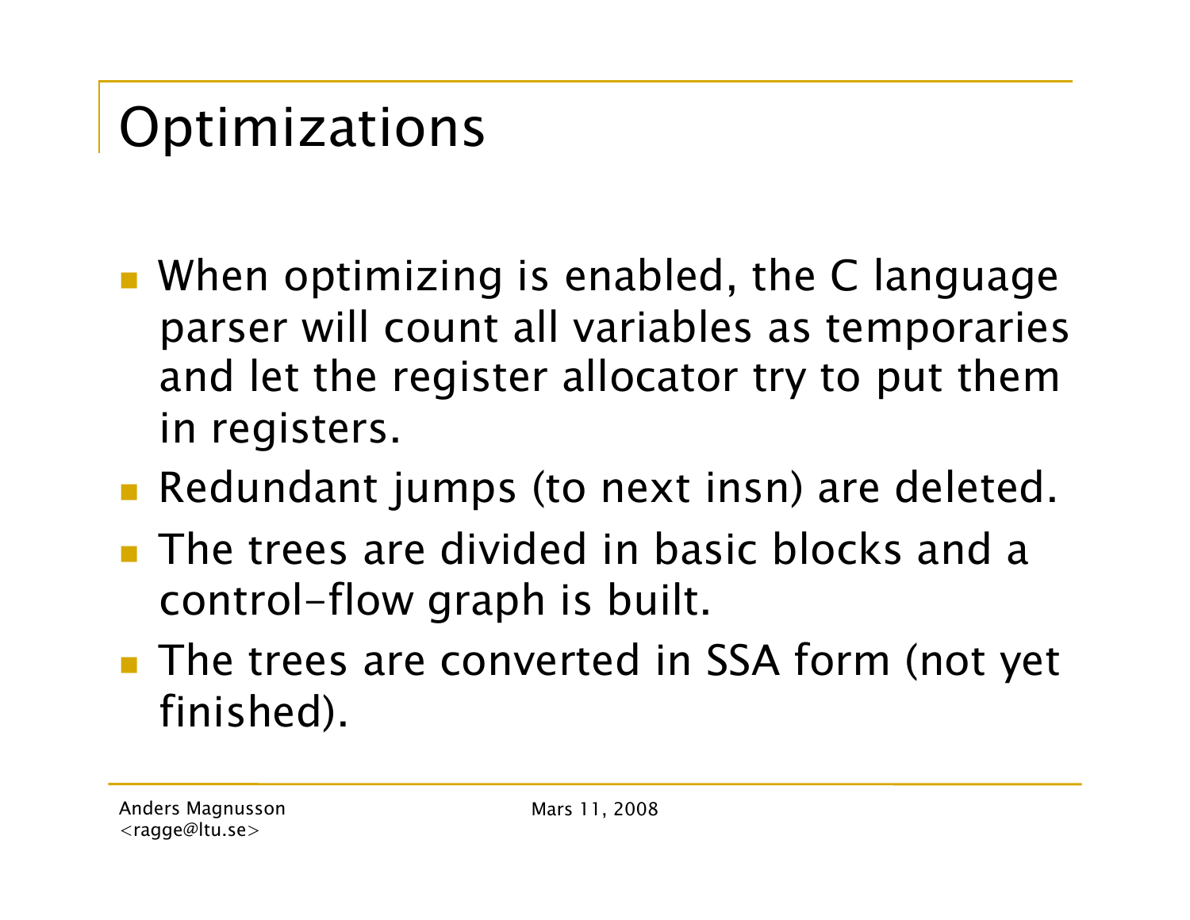# Optimizations

- When optimizing is enabled, the C language parser will count all variables as temporaries and let the register allocator try to put them in registers.
- Redundant jumps (to next insn) are deleted.
- The trees are divided in basic blocks and a control-flow graph is built.
- The trees are converted in SSA form (not yet finished).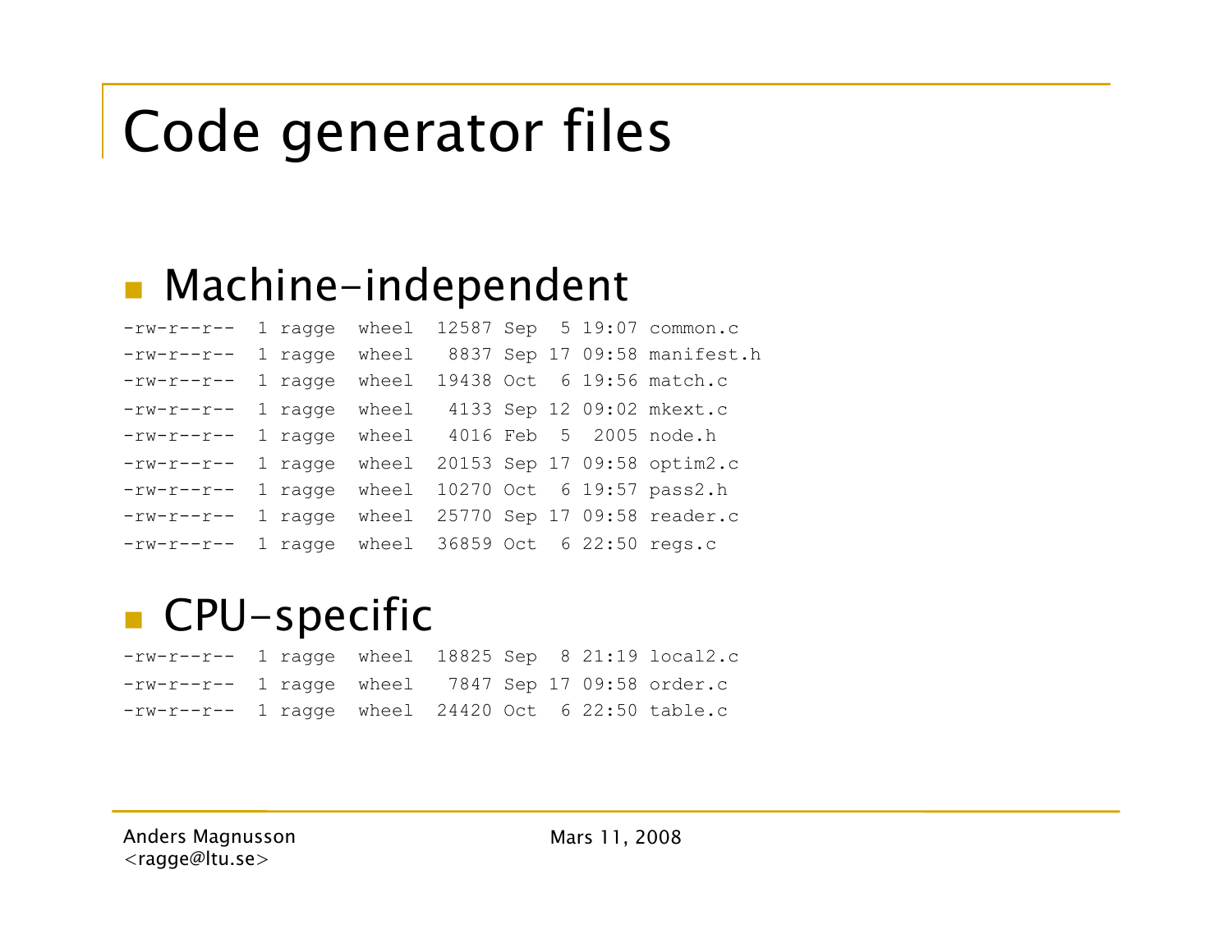# Code generator files

- Machine-independent

```
-rw-r--r--  1 ragge  wheel  12587 Sep  5 19:07 common.c
-rw-r--r--  1 ragge  wheel   8837 Sep 17 09:58 manifest.h
-rw-r--r--  1 ragge  wheel  19438 Oct  6 19:56 match.c
-rw-r--r--  1 ragge  wheel   4133 Sep 12 09:02 mkext.c
-rw-r--r--  1 ragge  wheel   4016 Feb  5  2005 node.h
-rw-r--r--  1 ragge  wheel  20153 Sep 17 09:58 optim2.c
-rw-r--r--  1 ragge  wheel  10270 Oct  6 19:57 pass2.h
-rw-r--r--  1 ragge  wheel  25770 Sep 17 09:58 reader.c
-rw-r--r--  1 ragge  wheel  36859 Oct  6 22:50 regs.c
```

- CPU-specific

```
-rw-r--r--  1 ragge  wheel  18825 Sep  8 21:19 local2.c
-rw-r--r--  1 ragge  wheel   7847 Sep 17 09:58 order.c
-rw-r--r--  1 ragge  wheel  24420 Oct  6 22:50 table.c
```

Anders Magnusson
<ragge@ltu.se>

Mars 11, 2008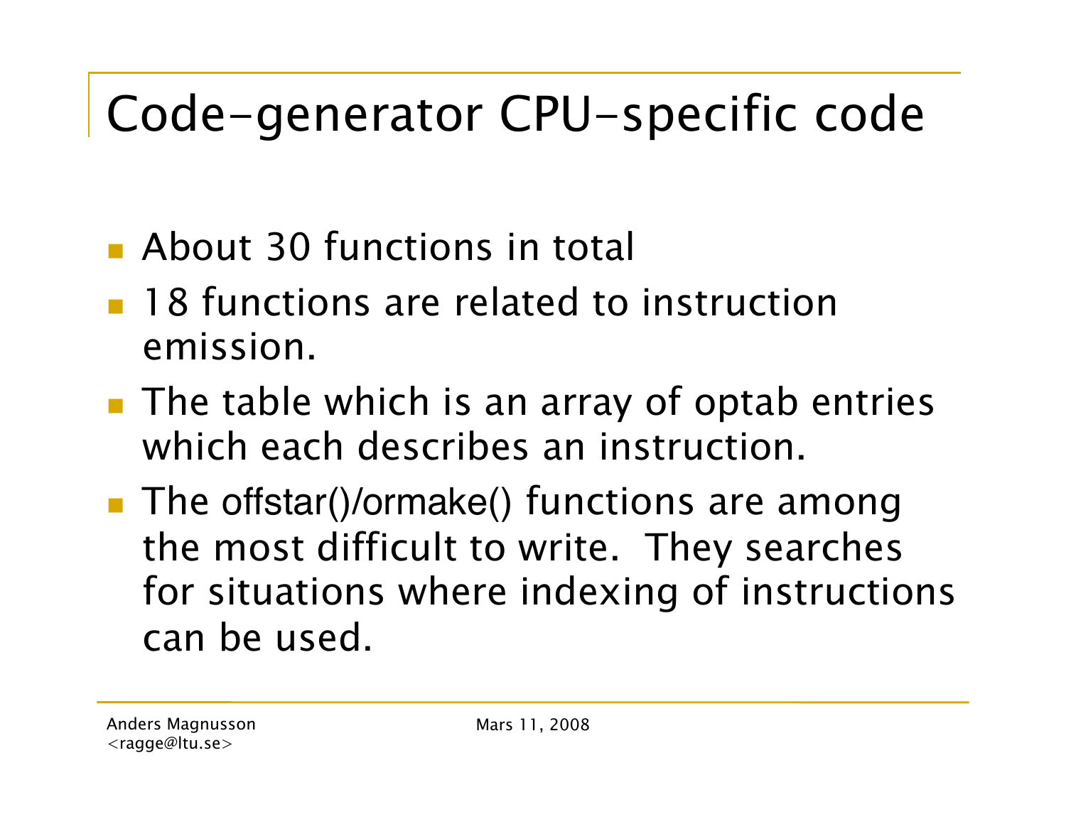# Code-generator CPU-specific code

- About 30 functions in total
- 18 functions are related to instruction emission.
- The table which is an array of optab entries which each describes an instruction.
- The offstar()/ormake() functions are among the most difficult to write. They searches for situations where indexing of instructions can be used.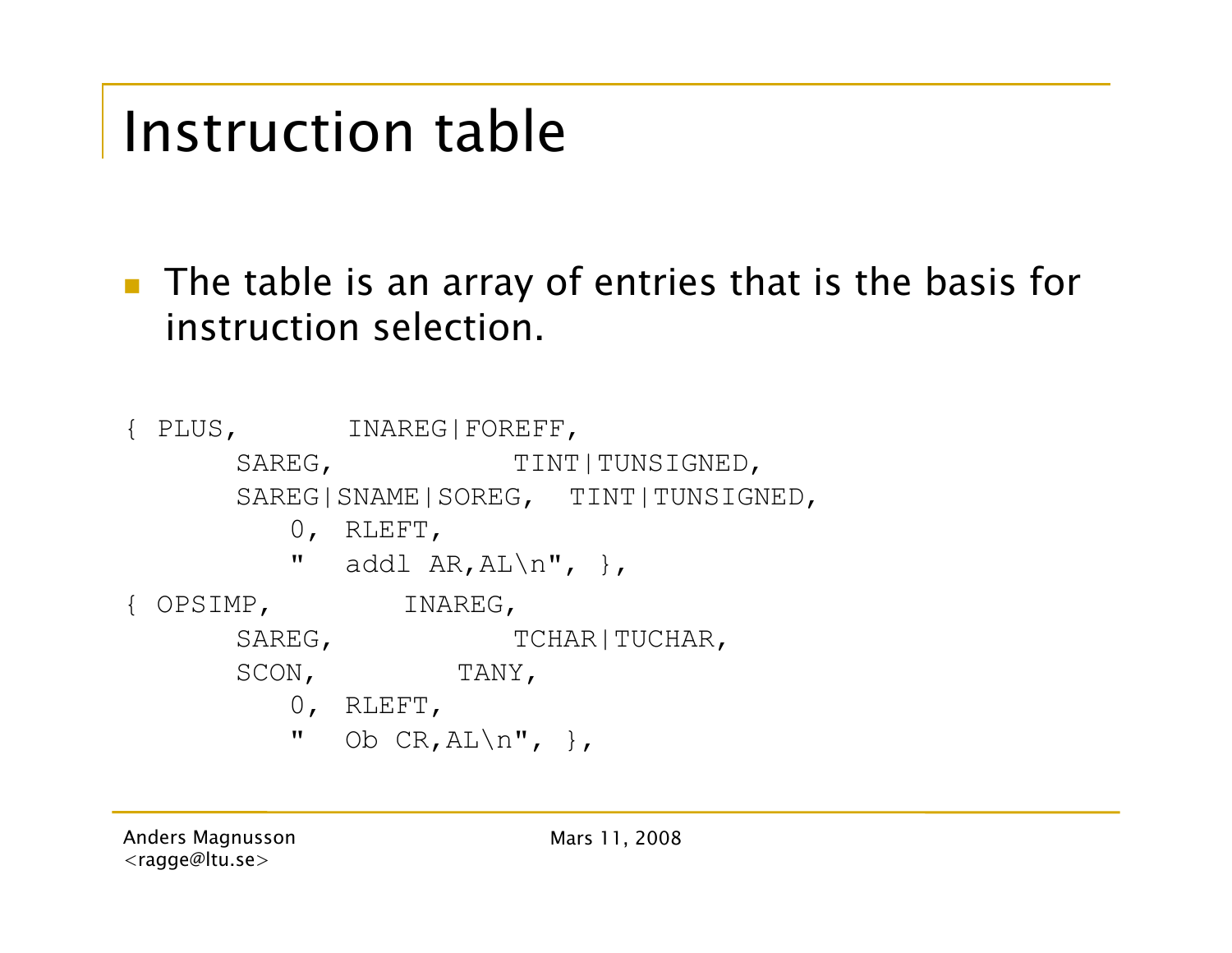# Instruction table

- The table is an array of entries that is the basis for instruction selection.

```
{ PLUS,       INAREG|FOREFF,
      SAREG,           TINT|TUNSIGNED,
      SAREG|SNAME|SOREG,  TINT|TUNSIGNED,
         0,  RLEFT,
         "   addl AR,AL\n", },
{ OPSIMP,       INAREG,
      SAREG,           TCHAR|TUCHAR,
      SCON,         TANY,
         0,  RLEFT,
         "   Ob CR,AL\n", },
```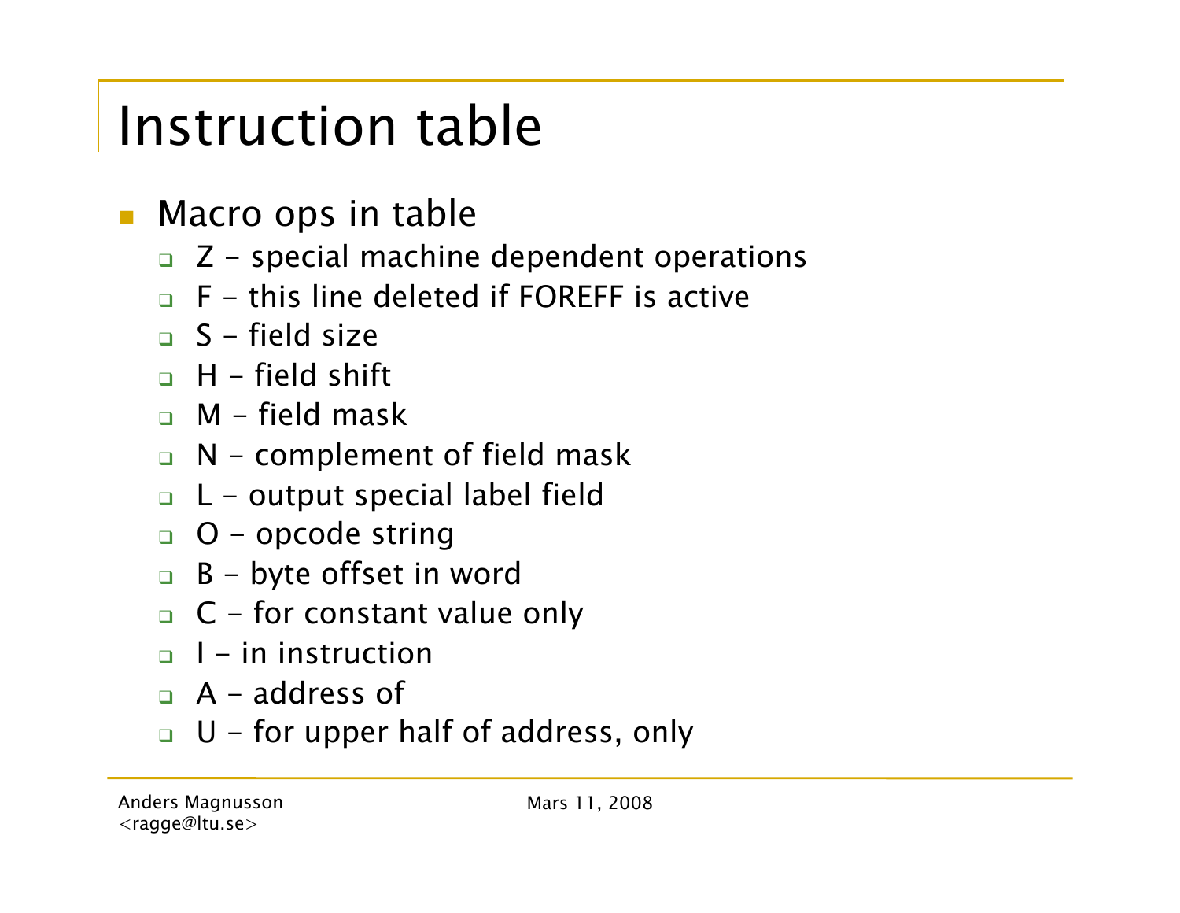# Instruction table

- Macro ops in table
  - Z – special machine dependent operations
  - F – this line deleted if FOREFF is active
  - S – field size
  - H – field shift
  - M – field mask
  - N – complement of field mask
  - L – output special label field
  - O – opcode string
  - B – byte offset in word
  - C – for constant value only
  - I – in instruction
  - A – address of
  - U – for upper half of address, only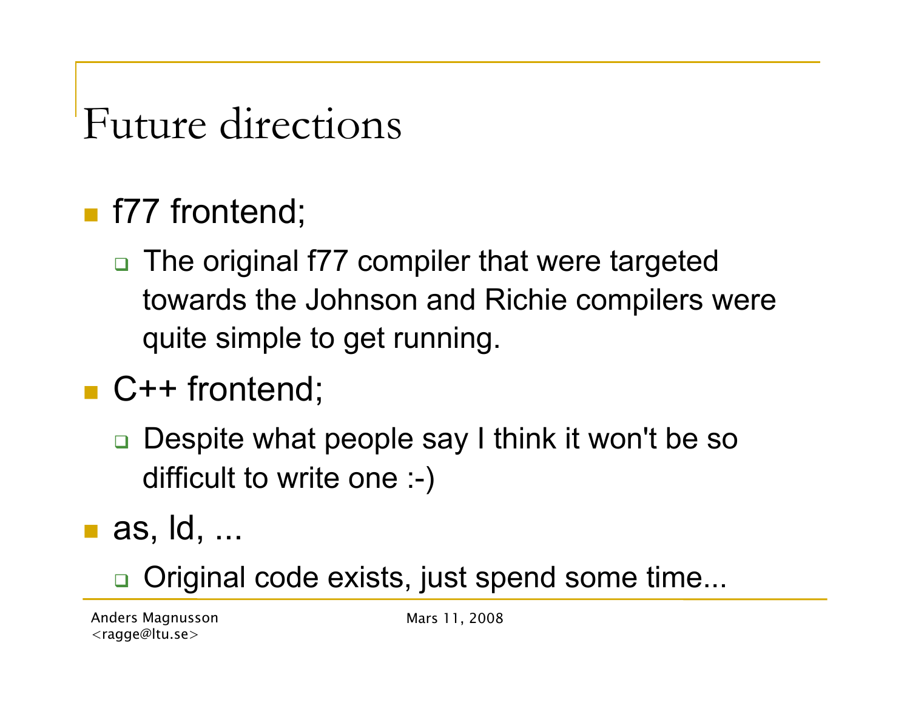# Future directions

- f77 frontend;
  - The original f77 compiler that were targeted towards the Johnson and Richie compilers were quite simple to get running.
- C++ frontend;
  - Despite what people say I think it won't be so difficult to write one :-)
- as, ld, ...
  - Original code exists, just spend some time...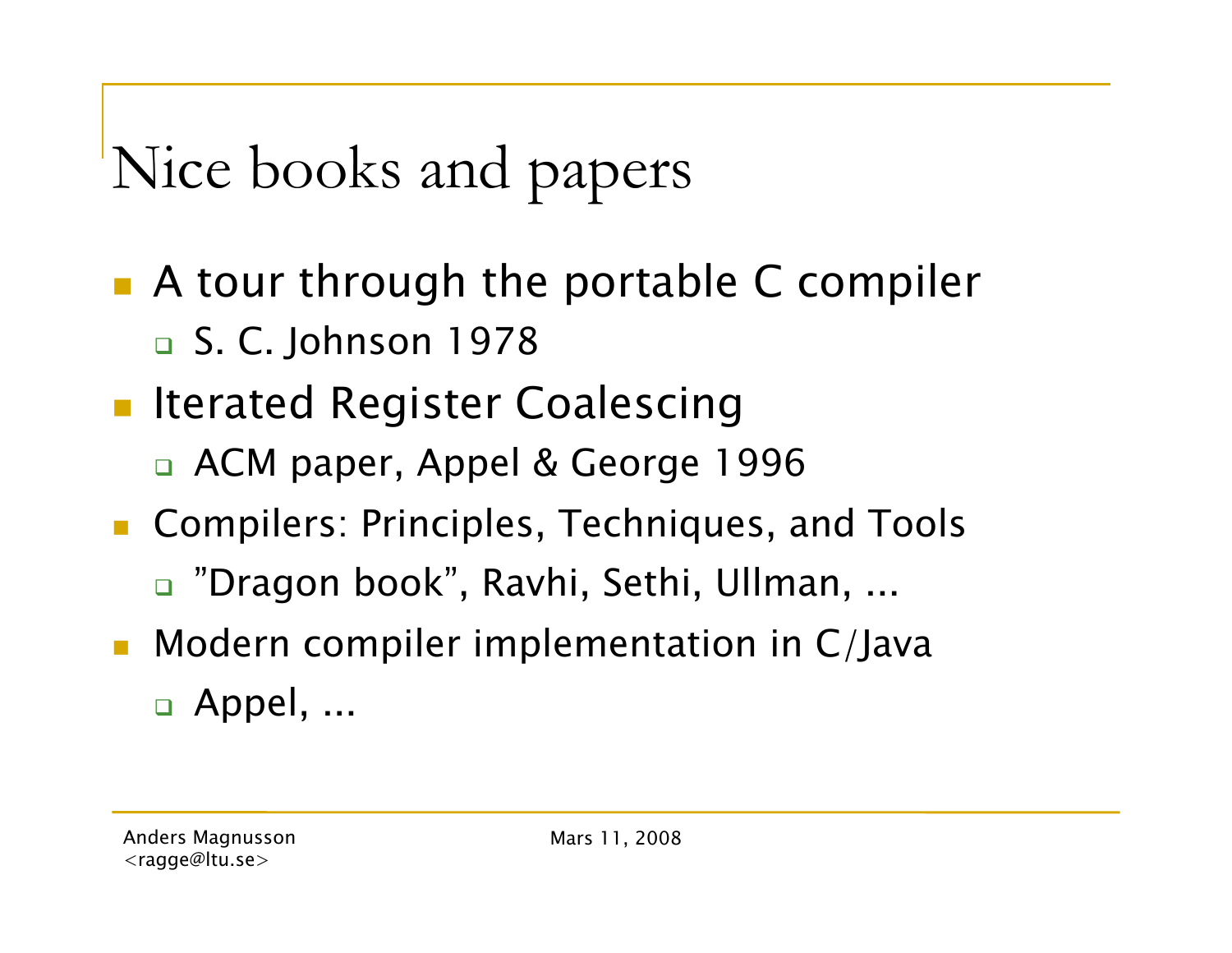# Nice books and papers

- A tour through the portable C compiler
  - S. C. Johnson 1978
- Iterated Register Coalescing
  - ACM paper, Appel & George 1996
- Compilers: Principles, Techniques, and Tools
  - ”Dragon book”, Ravhi, Sethi, Ullman, ...
- Modern compiler implementation in C/Java
  - Appel, ...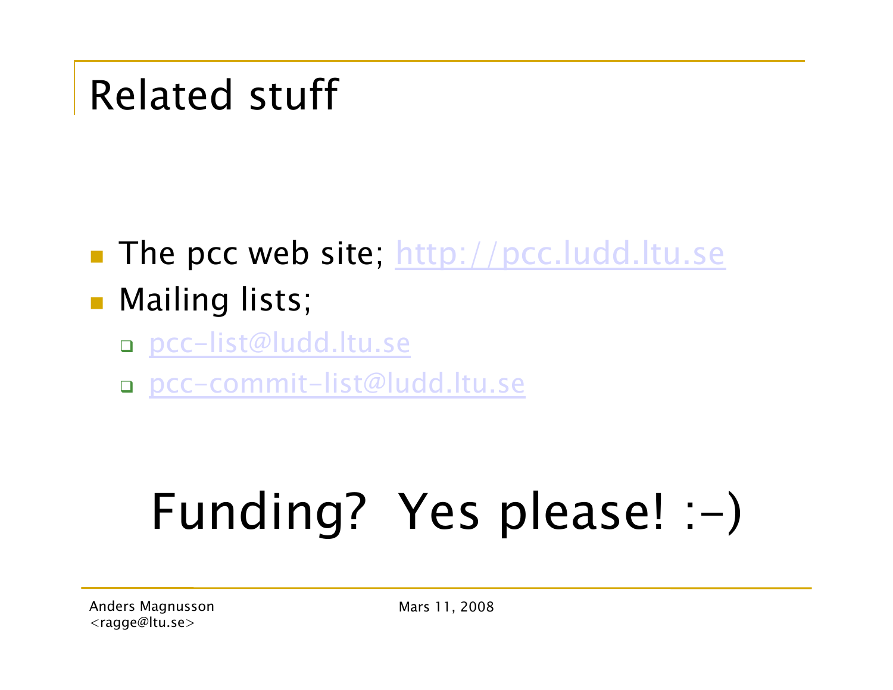# Related stuff

- The pcc web site; http://pcc.ludd.ltu.se
- Mailing lists;
  - pcc-list@ludd.ltu.se
  - pcc-commit-list@ludd.ltu.se

Funding? Yes please! :-)